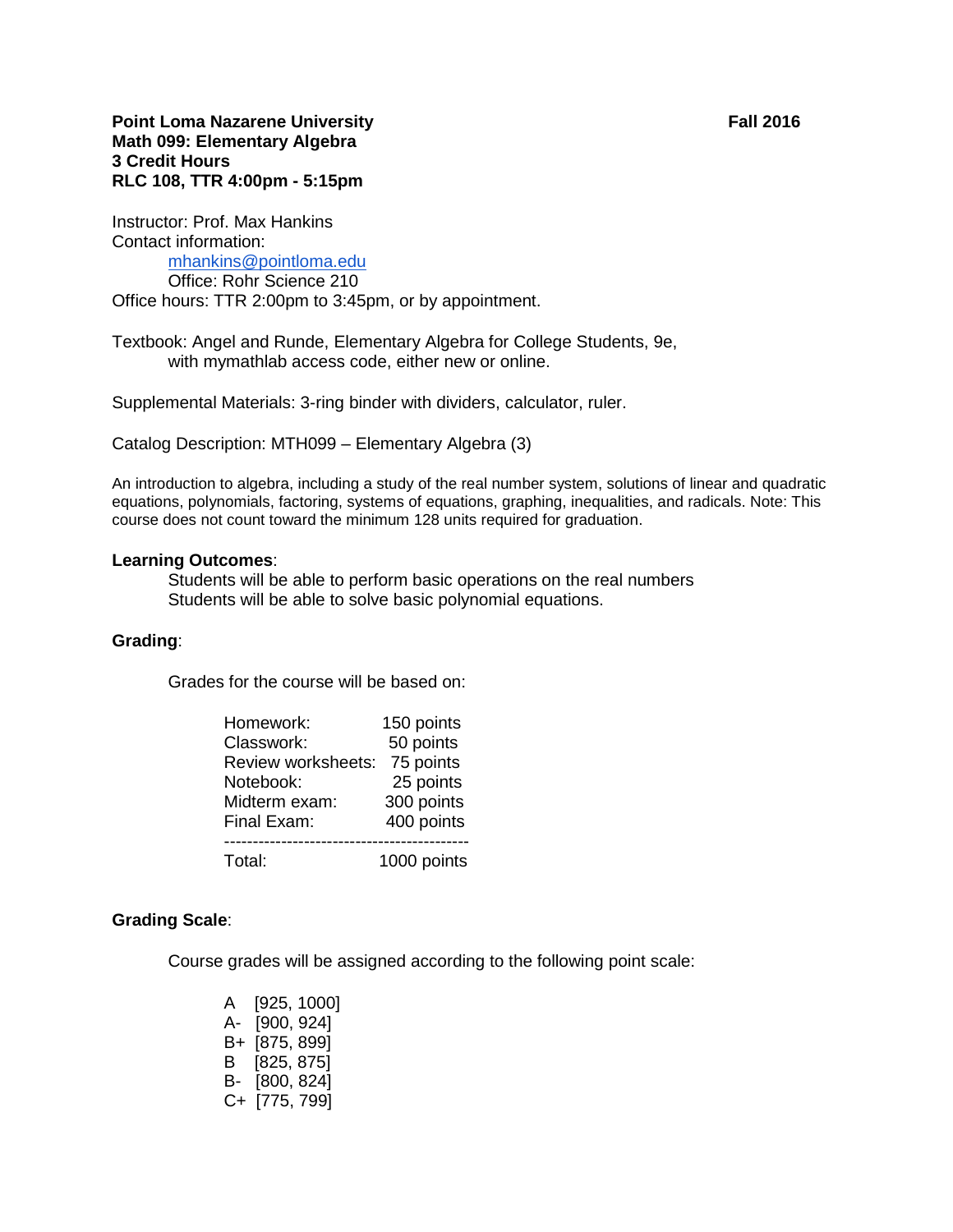**Point Loma Nazarene University** **Fall 2016**
**Math 099: Elementary Algebra**
**3 Credit Hours**
**RLC 108, TTR 4:00pm - 5:15pm**

Instructor: Prof. Max Hankins
Contact information:
mhankins@pointloma.edu
Office: Rohr Science 210
Office hours: TTR 2:00pm to 3:45pm, or by appointment.

Textbook: Angel and Runde, Elementary Algebra for College Students, 9e, with mymathlab access code, either new or online.

Supplemental Materials: 3-ring binder with dividers, calculator, ruler.

Catalog Description: MTH099 – Elementary Algebra (3)

An introduction to algebra, including a study of the real number system, solutions of linear and quadratic equations, polynomials, factoring, systems of equations, graphing, inequalities, and radicals. Note: This course does not count toward the minimum 128 units required for graduation.

**Learning Outcomes**:

Students will be able to perform basic operations on the real numbers
Students will be able to solve basic polynomial equations.

**Grading**:

Grades for the course will be based on:

| | |
|---|---|
| Homework: | 150 points |
| Classwork: | 50 points |
| Review worksheets: | 75 points |
| Notebook: | 25 points |
| Midterm exam: | 300 points |
| Final Exam: | 400 points |
| Total: | 1000 points |

**Grading Scale**:

Course grades will be assigned according to the following point scale:

A [925, 1000]
A- [900, 924]
B+ [875, 899]
B [825, 875]
B- [800, 824]
C+ [775, 799]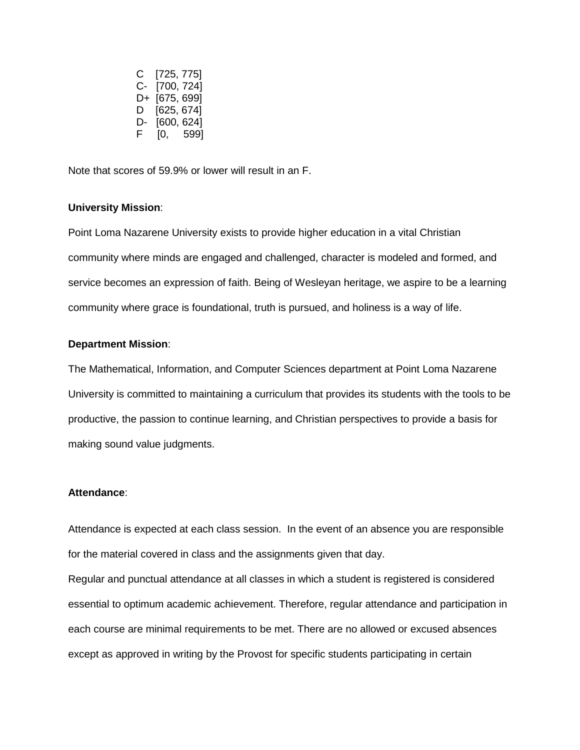C [725, 775]
C- [700, 724]
D+ [675, 699]
D [625, 674]
D- [600, 624]
F [0, 599]

Note that scores of 59.9% or lower will result in an F.

**University Mission**:

Point Loma Nazarene University exists to provide higher education in a vital Christian community where minds are engaged and challenged, character is modeled and formed, and service becomes an expression of faith. Being of Wesleyan heritage, we aspire to be a learning community where grace is foundational, truth is pursued, and holiness is a way of life.

**Department Mission**:

The Mathematical, Information, and Computer Sciences department at Point Loma Nazarene University is committed to maintaining a curriculum that provides its students with the tools to be productive, the passion to continue learning, and Christian perspectives to provide a basis for making sound value judgments.

**Attendance**:

Attendance is expected at each class session. In the event of an absence you are responsible for the material covered in class and the assignments given that day.

Regular and punctual attendance at all classes in which a student is registered is considered essential to optimum academic achievement. Therefore, regular attendance and participation in each course are minimal requirements to be met. There are no allowed or excused absences except as approved in writing by the Provost for specific students participating in certain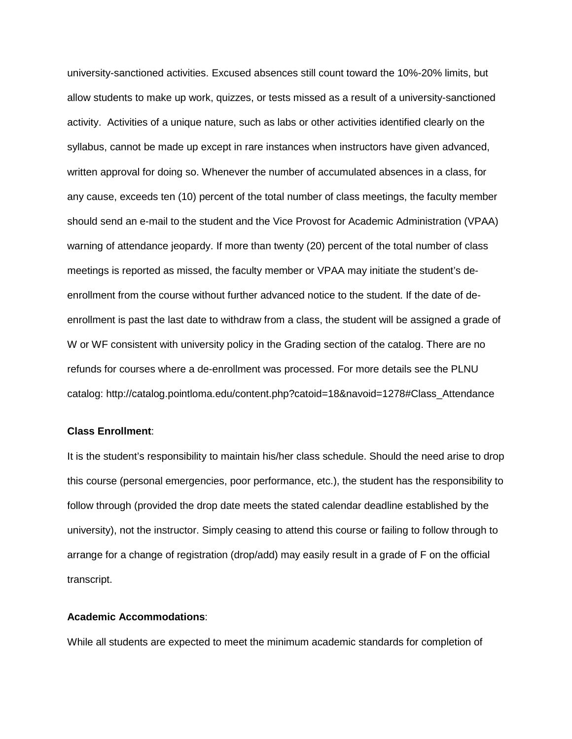university-sanctioned activities. Excused absences still count toward the 10%-20% limits, but allow students to make up work, quizzes, or tests missed as a result of a university-sanctioned activity. Activities of a unique nature, such as labs or other activities identified clearly on the syllabus, cannot be made up except in rare instances when instructors have given advanced, written approval for doing so. Whenever the number of accumulated absences in a class, for any cause, exceeds ten (10) percent of the total number of class meetings, the faculty member should send an e-mail to the student and the Vice Provost for Academic Administration (VPAA) warning of attendance jeopardy. If more than twenty (20) percent of the total number of class meetings is reported as missed, the faculty member or VPAA may initiate the student's de-enrollment from the course without further advanced notice to the student. If the date of de-enrollment is past the last date to withdraw from a class, the student will be assigned a grade of W or WF consistent with university policy in the Grading section of the catalog. There are no refunds for courses where a de-enrollment was processed. For more details see the PLNU catalog: http://catalog.pointloma.edu/content.php?catoid=18&navoid=1278#Class_Attendance

**Class Enrollment**:

It is the student's responsibility to maintain his/her class schedule. Should the need arise to drop this course (personal emergencies, poor performance, etc.), the student has the responsibility to follow through (provided the drop date meets the stated calendar deadline established by the university), not the instructor. Simply ceasing to attend this course or failing to follow through to arrange for a change of registration (drop/add) may easily result in a grade of F on the official transcript.

**Academic Accommodations**:

While all students are expected to meet the minimum academic standards for completion of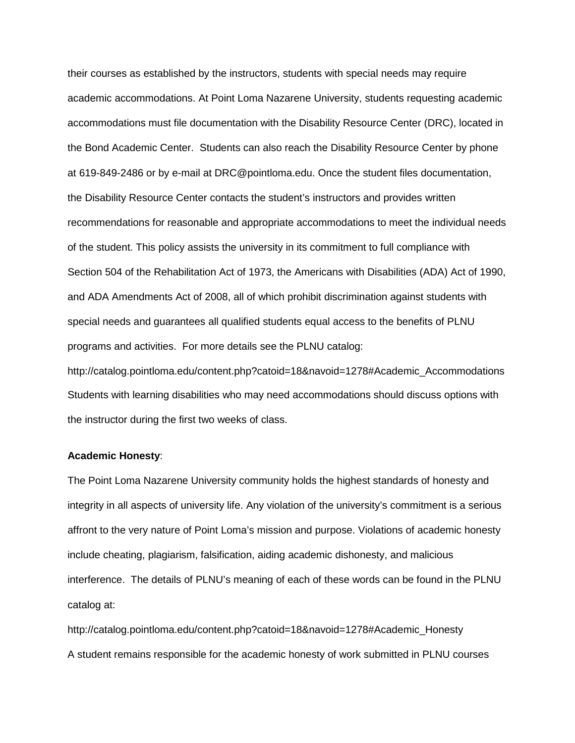their courses as established by the instructors, students with special needs may require academic accommodations. At Point Loma Nazarene University, students requesting academic accommodations must file documentation with the Disability Resource Center (DRC), located in the Bond Academic Center. Students can also reach the Disability Resource Center by phone at 619-849-2486 or by e-mail at DRC@pointloma.edu. Once the student files documentation, the Disability Resource Center contacts the student's instructors and provides written recommendations for reasonable and appropriate accommodations to meet the individual needs of the student. This policy assists the university in its commitment to full compliance with Section 504 of the Rehabilitation Act of 1973, the Americans with Disabilities (ADA) Act of 1990, and ADA Amendments Act of 2008, all of which prohibit discrimination against students with special needs and guarantees all qualified students equal access to the benefits of PLNU programs and activities. For more details see the PLNU catalog:
http://catalog.pointloma.edu/content.php?catoid=18&navoid=1278#Academic_Accommodations
Students with learning disabilities who may need accommodations should discuss options with the instructor during the first two weeks of class.

**Academic Honesty**:

The Point Loma Nazarene University community holds the highest standards of honesty and integrity in all aspects of university life. Any violation of the university's commitment is a serious affront to the very nature of Point Loma's mission and purpose. Violations of academic honesty include cheating, plagiarism, falsification, aiding academic dishonesty, and malicious interference. The details of PLNU's meaning of each of these words can be found in the PLNU catalog at:
http://catalog.pointloma.edu/content.php?catoid=18&navoid=1278#Academic_Honesty
A student remains responsible for the academic honesty of work submitted in PLNU courses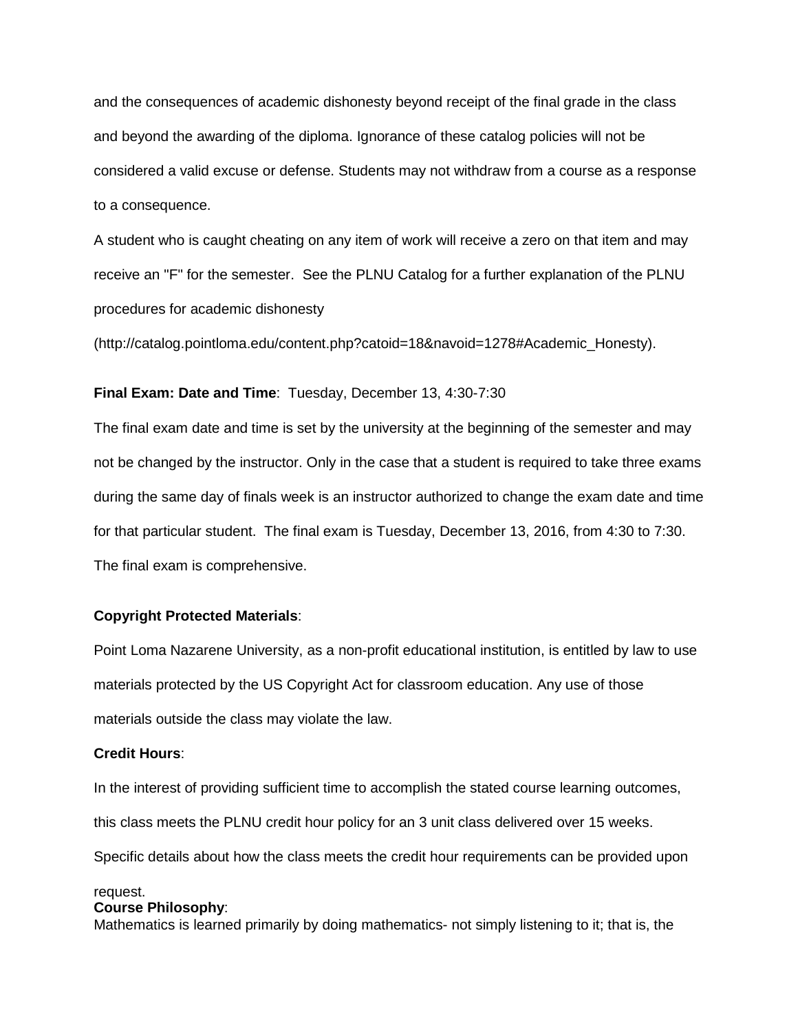and the consequences of academic dishonesty beyond receipt of the final grade in the class and beyond the awarding of the diploma. Ignorance of these catalog policies will not be considered a valid excuse or defense. Students may not withdraw from a course as a response to a consequence.

A student who is caught cheating on any item of work will receive a zero on that item and may receive an "F" for the semester. See the PLNU Catalog for a further explanation of the PLNU procedures for academic dishonesty (http://catalog.pointloma.edu/content.php?catoid=18&navoid=1278#Academic_Honesty).

**Final Exam: Date and Time**: Tuesday, December 13, 4:30-7:30

The final exam date and time is set by the university at the beginning of the semester and may not be changed by the instructor. Only in the case that a student is required to take three exams during the same day of finals week is an instructor authorized to change the exam date and time for that particular student. The final exam is Tuesday, December 13, 2016, from 4:30 to 7:30. The final exam is comprehensive.

**Copyright Protected Materials**:

Point Loma Nazarene University, as a non-profit educational institution, is entitled by law to use materials protected by the US Copyright Act for classroom education. Any use of those materials outside the class may violate the law.

**Credit Hours**:

In the interest of providing sufficient time to accomplish the stated course learning outcomes, this class meets the PLNU credit hour policy for an 3 unit class delivered over 15 weeks. Specific details about how the class meets the credit hour requirements can be provided upon request.

**Course Philosophy**:

Mathematics is learned primarily by doing mathematics- not simply listening to it; that is, the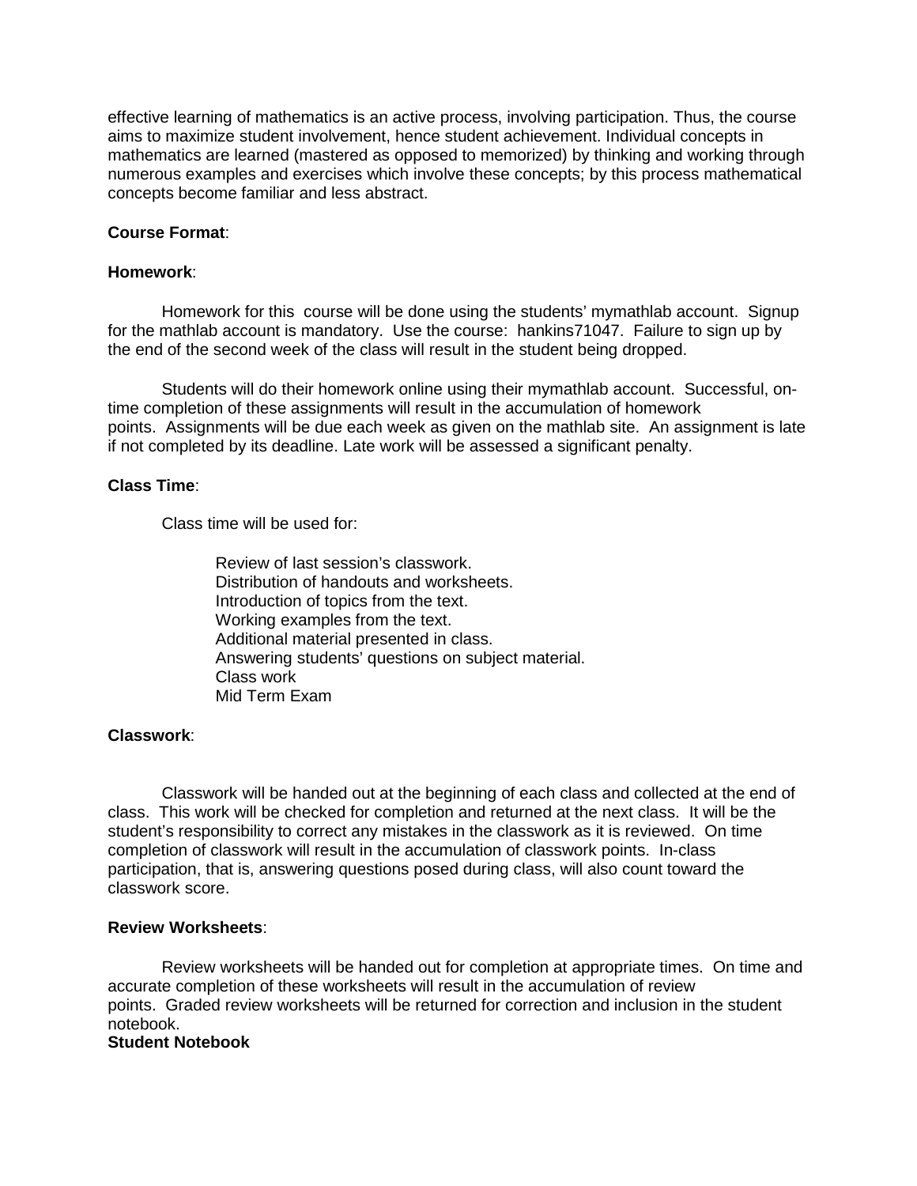effective learning of mathematics is an active process, involving participation. Thus, the course aims to maximize student involvement, hence student achievement. Individual concepts in mathematics are learned (mastered as opposed to memorized) by thinking and working through numerous examples and exercises which involve these concepts; by this process mathematical concepts become familiar and less abstract.

**Course Format**:

**Homework**:

Homework for this course will be done using the students' mymathlab account. Signup for the mathlab account is mandatory. Use the course: hankins71047. Failure to sign up by the end of the second week of the class will result in the student being dropped.

Students will do their homework online using their mymathlab account. Successful, on-time completion of these assignments will result in the accumulation of homework points. Assignments will be due each week as given on the mathlab site. An assignment is late if not completed by its deadline. Late work will be assessed a significant penalty.

**Class Time**:

Class time will be used for:

Review of last session's classwork.
Distribution of handouts and worksheets.
Introduction of topics from the text.
Working examples from the text.
Additional material presented in class.
Answering students' questions on subject material.
Class work
Mid Term Exam

**Classwork**:

Classwork will be handed out at the beginning of each class and collected at the end of class. This work will be checked for completion and returned at the next class. It will be the student's responsibility to correct any mistakes in the classwork as it is reviewed. On time completion of classwork will result in the accumulation of classwork points. In-class participation, that is, answering questions posed during class, will also count toward the classwork score.

**Review Worksheets**:

Review worksheets will be handed out for completion at appropriate times. On time and accurate completion of these worksheets will result in the accumulation of review points. Graded review worksheets will be returned for correction and inclusion in the student notebook.

**Student Notebook**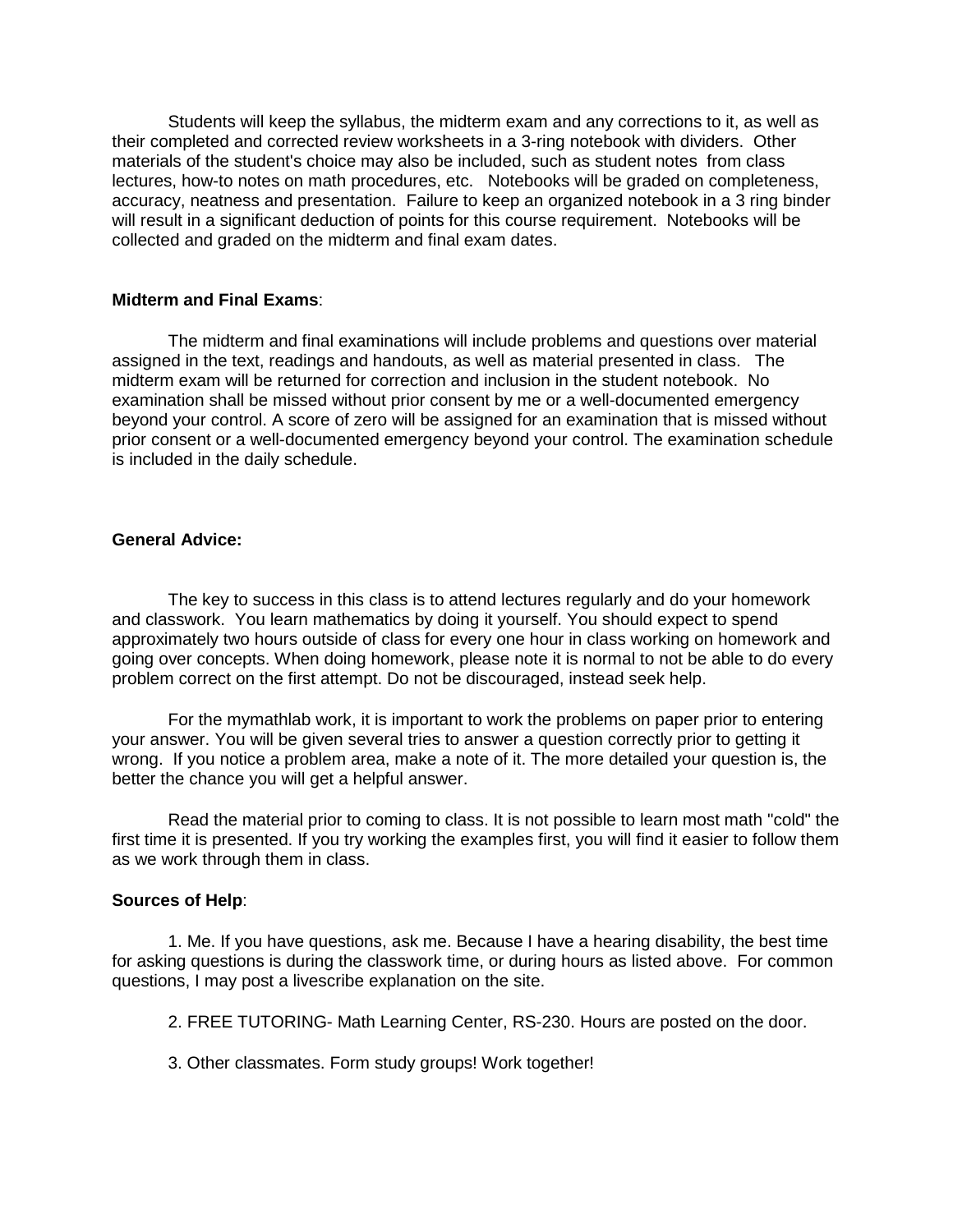Students will keep the syllabus, the midterm exam and any corrections to it, as well as their completed and corrected review worksheets in a 3-ring notebook with dividers. Other materials of the student's choice may also be included, such as student notes from class lectures, how-to notes on math procedures, etc. Notebooks will be graded on completeness, accuracy, neatness and presentation. Failure to keep an organized notebook in a 3 ring binder will result in a significant deduction of points for this course requirement. Notebooks will be collected and graded on the midterm and final exam dates.

**Midterm and Final Exams**:

The midterm and final examinations will include problems and questions over material assigned in the text, readings and handouts, as well as material presented in class. The midterm exam will be returned for correction and inclusion in the student notebook. No examination shall be missed without prior consent by me or a well-documented emergency beyond your control. A score of zero will be assigned for an examination that is missed without prior consent or a well-documented emergency beyond your control. The examination schedule is included in the daily schedule.

**General Advice:**

The key to success in this class is to attend lectures regularly and do your homework and classwork. You learn mathematics by doing it yourself. You should expect to spend approximately two hours outside of class for every one hour in class working on homework and going over concepts. When doing homework, please note it is normal to not be able to do every problem correct on the first attempt. Do not be discouraged, instead seek help.

For the mymathlab work, it is important to work the problems on paper prior to entering your answer. You will be given several tries to answer a question correctly prior to getting it wrong. If you notice a problem area, make a note of it. The more detailed your question is, the better the chance you will get a helpful answer.

Read the material prior to coming to class. It is not possible to learn most math "cold" the first time it is presented. If you try working the examples first, you will find it easier to follow them as we work through them in class.

**Sources of Help**:

1. Me. If you have questions, ask me. Because I have a hearing disability, the best time for asking questions is during the classwork time, or during hours as listed above. For common questions, I may post a livescribe explanation on the site.

2. FREE TUTORING- Math Learning Center, RS-230. Hours are posted on the door.

3. Other classmates. Form study groups! Work together!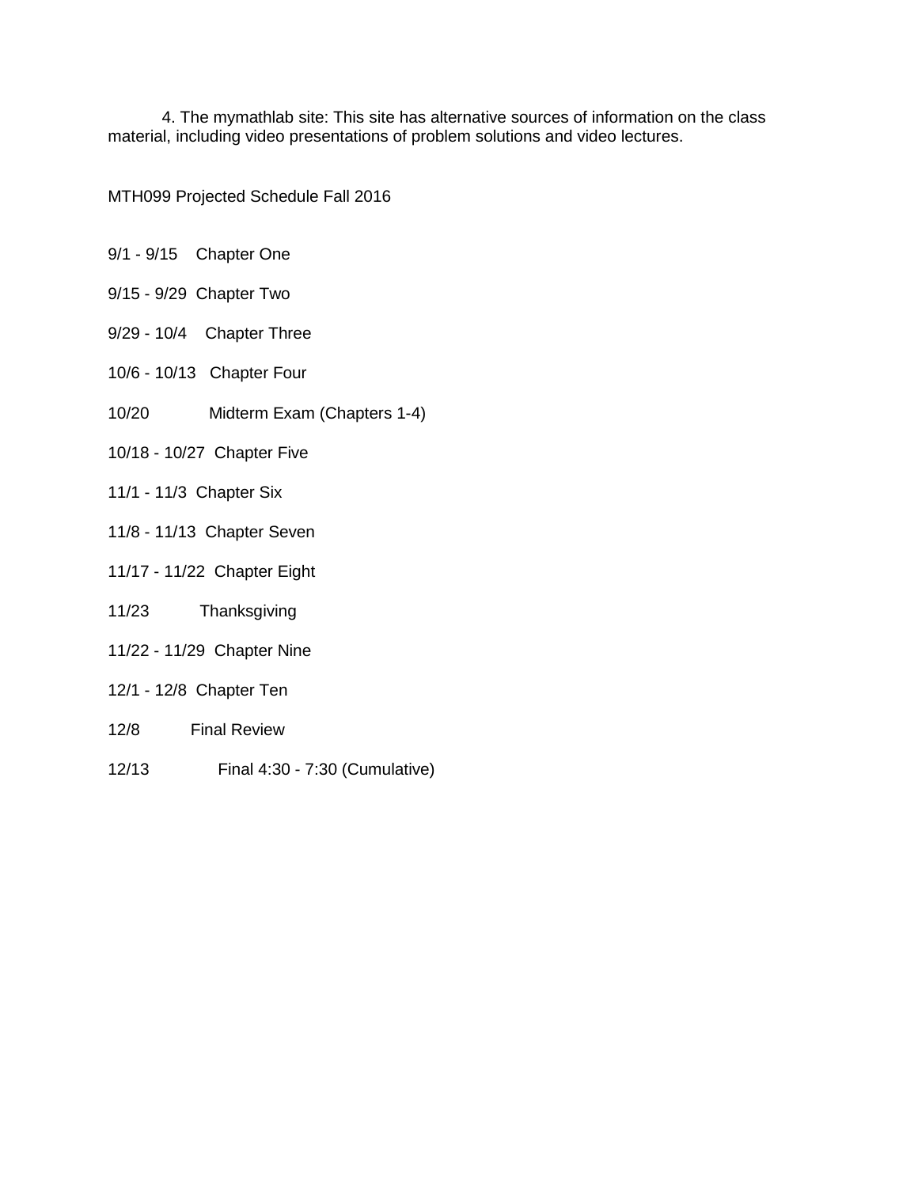4. The mymathlab site: This site has alternative sources of information on the class material, including video presentations of problem solutions and video lectures.

MTH099 Projected Schedule Fall 2016

9/1 - 9/15 Chapter One

9/15 - 9/29 Chapter Two

9/29 - 10/4 Chapter Three

10/6 - 10/13 Chapter Four

10/20 Midterm Exam (Chapters 1-4)

10/18 - 10/27 Chapter Five

11/1 - 11/3 Chapter Six

11/8 - 11/13 Chapter Seven

11/17 - 11/22 Chapter Eight

11/23 Thanksgiving

11/22 - 11/29 Chapter Nine

12/1 - 12/8 Chapter Ten

12/8 Final Review

12/13 Final 4:30 - 7:30 (Cumulative)